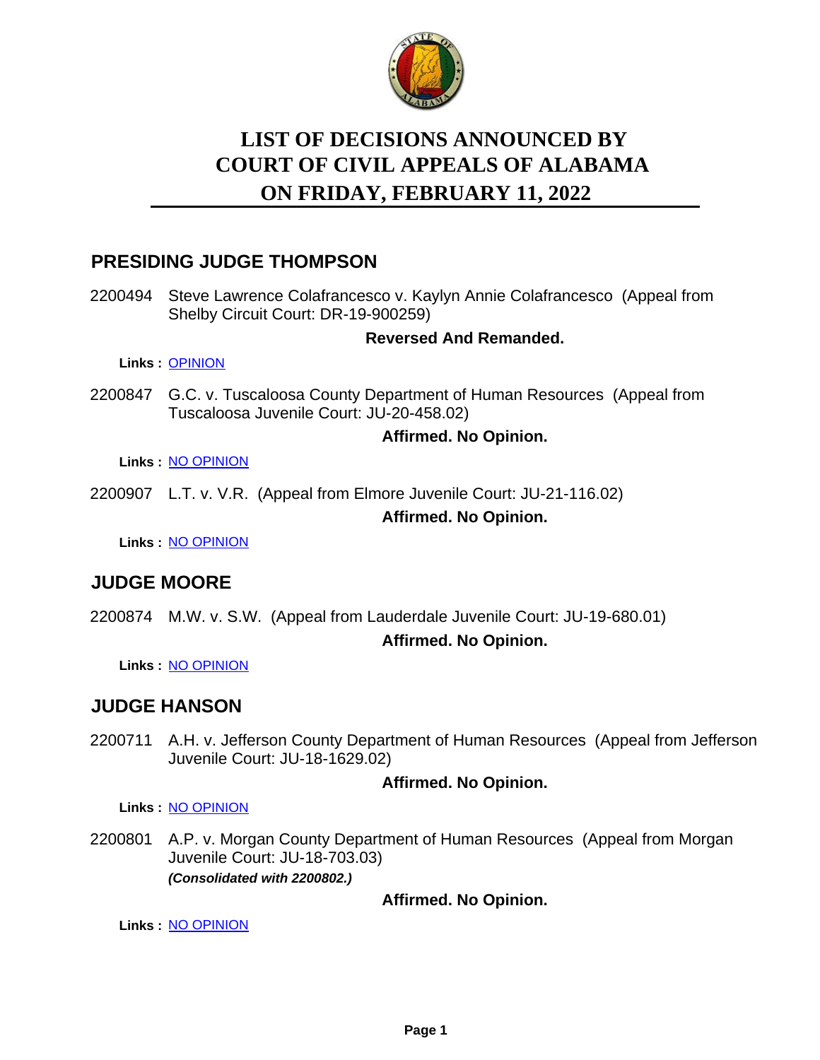# LIST OF DECISIONS ANNOUNCED BY COURT OF CIVIL APPEALS OF ALABAMA ON FRIDAY, FEBRUARY 11, 2022

## PRESIDING JUDGE THOMPSON

2200494 Steve Lawrence Colafrancesco v. Kaylyn Annie Colafrancesco (Appeal from Shelby Circuit Court: DR-19-900259)

**Reversed And Remanded.**

**Links :** OPINION

2200847 G.C. v. Tuscaloosa County Department of Human Resources (Appeal from Tuscaloosa Juvenile Court: JU-20-458.02)

**Affirmed. No Opinion.**

**Links :** NO OPINION

2200907 L.T. v. V.R. (Appeal from Elmore Juvenile Court: JU-21-116.02)

**Affirmed. No Opinion.**

**Links :** NO OPINION

## JUDGE MOORE

2200874 M.W. v. S.W. (Appeal from Lauderdale Juvenile Court: JU-19-680.01)

**Affirmed. No Opinion.**

**Links :** NO OPINION

## JUDGE HANSON

2200711 A.H. v. Jefferson County Department of Human Resources (Appeal from Jefferson Juvenile Court: JU-18-1629.02)

**Affirmed. No Opinion.**

**Links :** NO OPINION

2200801 A.P. v. Morgan County Department of Human Resources (Appeal from Morgan Juvenile Court: JU-18-703.03)
***(Consolidated with 2200802.)***

**Affirmed. No Opinion.**

**Links :** NO OPINION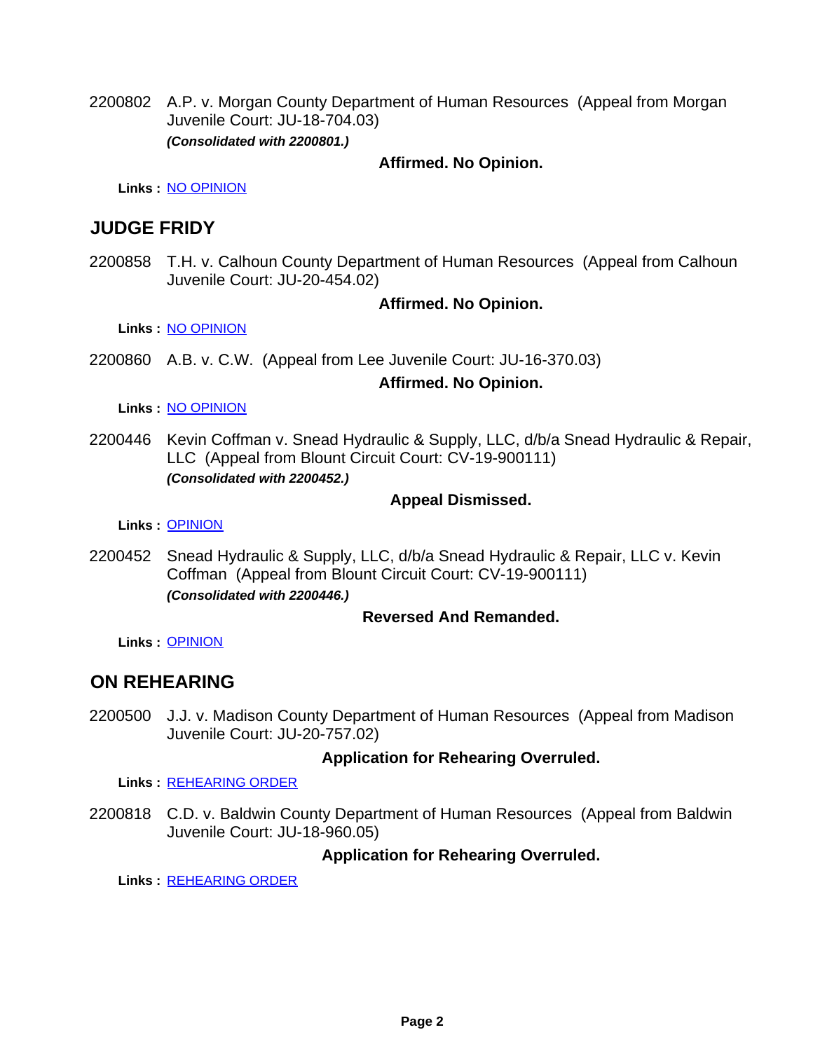2200802 A.P. v. Morgan County Department of Human Resources (Appeal from Morgan Juvenile Court: JU-18-704.03)
***(Consolidated with 2200801.)***

**Affirmed. No Opinion.**

**Links :** NO OPINION

## JUDGE FRIDY

2200858 T.H. v. Calhoun County Department of Human Resources (Appeal from Calhoun Juvenile Court: JU-20-454.02)

**Affirmed. No Opinion.**

**Links :** NO OPINION

2200860 A.B. v. C.W. (Appeal from Lee Juvenile Court: JU-16-370.03)

**Affirmed. No Opinion.**

**Links :** NO OPINION

2200446 Kevin Coffman v. Snead Hydraulic & Supply, LLC, d/b/a Snead Hydraulic & Repair, LLC (Appeal from Blount Circuit Court: CV-19-900111)
***(Consolidated with 2200452.)***

**Appeal Dismissed.**

**Links :** OPINION

2200452 Snead Hydraulic & Supply, LLC, d/b/a Snead Hydraulic & Repair, LLC v. Kevin Coffman (Appeal from Blount Circuit Court: CV-19-900111)
***(Consolidated with 2200446.)***

**Reversed And Remanded.**

**Links :** OPINION

## ON REHEARING

2200500 J.J. v. Madison County Department of Human Resources (Appeal from Madison Juvenile Court: JU-20-757.02)

**Application for Rehearing Overruled.**

**Links :** REHEARING ORDER

2200818 C.D. v. Baldwin County Department of Human Resources (Appeal from Baldwin Juvenile Court: JU-18-960.05)

**Application for Rehearing Overruled.**

**Links :** REHEARING ORDER